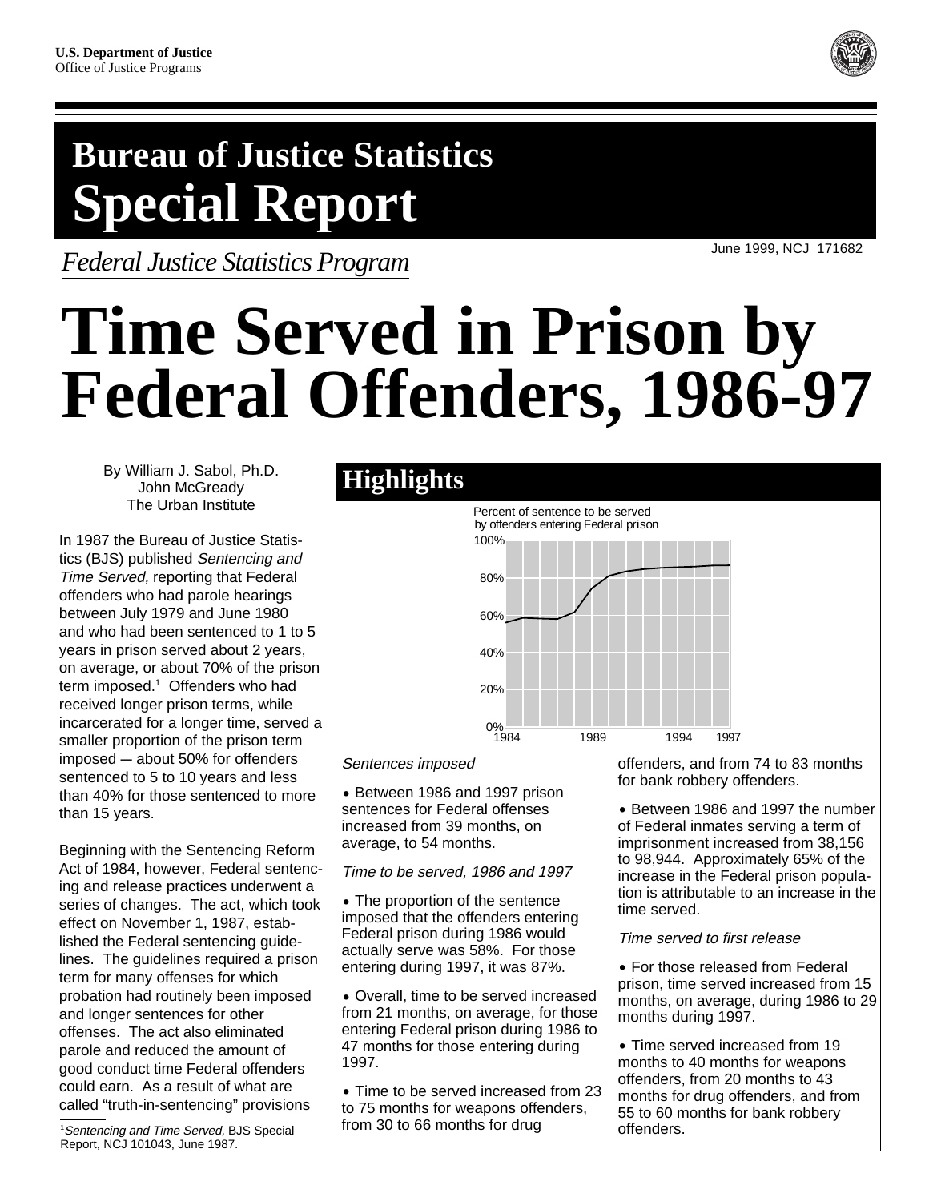U.S. Department of Justice
Office of Justice Programs

# Bureau of Justice Statistics Special Report

*Federal Justice Statistics Program*

June 1999, NCJ 171682

# Time Served in Prison by Federal Offenders, 1986-97

By William J. Sabol, Ph.D.
John McGready
The Urban Institute

In 1987 the Bureau of Justice Statistics (BJS) published *Sentencing and Time Served,* reporting that Federal offenders who had parole hearings between July 1979 and June 1980 and who had been sentenced to 1 to 5 years in prison served about 2 years, on average, or about 70% of the prison term imposed.[1] Offenders who had received longer prison terms, while incarcerated for a longer time, served a smaller proportion of the prison term imposed — about 50% for offenders sentenced to 5 to 10 years and less than 40% for those sentenced to more than 15 years.

Beginning with the Sentencing Reform Act of 1984, however, Federal sentencing and release practices underwent a series of changes. The act, which took effect on November 1, 1987, established the Federal sentencing guidelines. The guidelines required a prison term for many offenses for which probation had routinely been imposed and longer sentences for other offenses. The act also eliminated parole and reduced the amount of good conduct time Federal offenders could earn. As a result of what are called "truth-in-sentencing" provisions

[1] *Sentencing and Time Served,* BJS Special Report, NCJ 101043, June 1987.

## Highlights

Percent of sentence to be served by offenders entering Federal prison

*Sentences imposed*

- Between 1986 and 1997 prison sentences for Federal offenses increased from 39 months, on average, to 54 months.

*Time to be served, 1986 and 1997*

- The proportion of the sentence imposed that the offenders entering Federal prison during 1986 would actually serve was 58%. For those entering during 1997, it was 87%.
- Overall, time to be served increased from 21 months, on average, for those entering Federal prison during 1986 to 47 months for those entering during 1997.
- Time to be served increased from 23 to 75 months for weapons offenders, from 30 to 66 months for drug offenders, and from 74 to 83 months for bank robbery offenders.
- Between 1986 and 1997 the number of Federal inmates serving a term of imprisonment increased from 38,156 to 98,944. Approximately 65% of the increase in the Federal prison population is attributable to an increase in the time served.

*Time served to first release*

- For those released from Federal prison, time served increased from 15 months, on average, during 1986 to 29 months during 1997.
- Time served increased from 19 months to 40 months for weapons offenders, from 20 months to 43 months for drug offenders, and from 55 to 60 months for bank robbery offenders.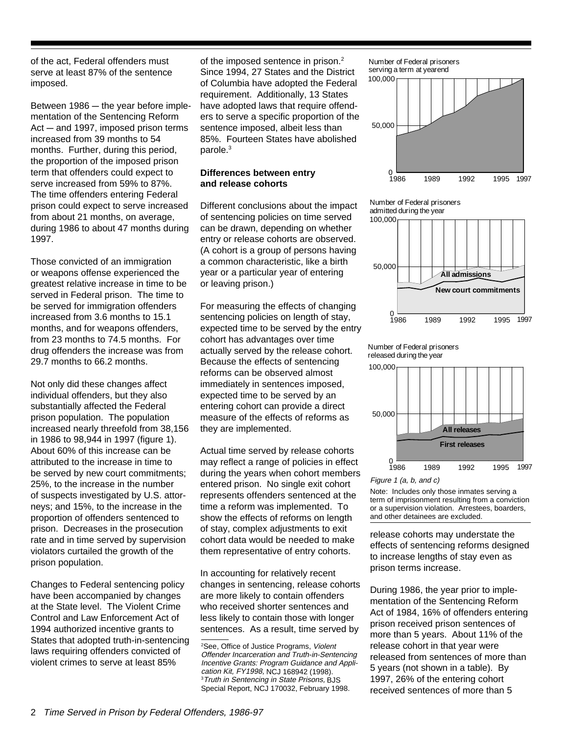of the act, Federal offenders must serve at least 87% of the sentence imposed.

Between 1986 — the year before implementation of the Sentencing Reform Act — and 1997, imposed prison terms increased from 39 months to 54 months. Further, during this period, the proportion of the imposed prison term that offenders could expect to serve increased from 59% to 87%. The time offenders entering Federal prison could expect to serve increased from about 21 months, on average, during 1986 to about 47 months during 1997.

Those convicted of an immigration or weapons offense experienced the greatest relative increase in time to be served in Federal prison. The time to be served for immigration offenders increased from 3.6 months to 15.1 months, and for weapons offenders, from 23 months to 74.5 months. For drug offenders the increase was from 29.7 months to 66.2 months.

Not only did these changes affect individual offenders, but they also substantially affected the Federal prison population. The population increased nearly threefold from 38,156 in 1986 to 98,944 in 1997 (figure 1). About 60% of this increase can be attributed to the increase in time to be served by new court commitments; 25%, to the increase in the number of suspects investigated by U.S. attorneys; and 15%, to the increase in the proportion of offenders sentenced to prison. Decreases in the prosecution rate and in time served by supervision violators curtailed the growth of the prison population.

Changes to Federal sentencing policy have been accompanied by changes at the State level. The Violent Crime Control and Law Enforcement Act of 1994 authorized incentive grants to States that adopted truth-in-sentencing laws requiring offenders convicted of violent crimes to serve at least 85% of the imposed sentence in prison.[2] Since 1994, 27 States and the District of Columbia have adopted the Federal requirement. Additionally, 13 States have adopted laws that require offenders to serve a specific proportion of the sentence imposed, albeit less than 85%. Fourteen States have abolished parole.[3]

**Differences between entry and release cohorts**

Different conclusions about the impact of sentencing policies on time served can be drawn, depending on whether entry or release cohorts are observed. (A cohort is a group of persons having a common characteristic, like a birth year or a particular year of entering or leaving prison.)

For measuring the effects of changing sentencing policies on length of stay, expected time to be served by the entry cohort has advantages over time actually served by the release cohort. Because the effects of sentencing reforms can be observed almost immediately in sentences imposed, expected time to be served by an entering cohort can provide a direct measure of the effects of reforms as they are implemented.

Actual time served by release cohorts may reflect a range of policies in effect during the years when cohort members entered prison. No single exit cohort represents offenders sentenced at the time a reform was implemented. To show the effects of reforms on length of stay, complex adjustments to exit cohort data would be needed to make them representative of entry cohorts.

In accounting for relatively recent changes in sentencing, release cohorts are more likely to contain offenders who received shorter sentences and less likely to contain those with longer sentences. As a result, time served by release cohorts may understate the effects of sentencing reforms designed to increase lengths of stay even as prison terms increase.

During 1986, the year prior to implementation of the Sentencing Reform Act of 1984, 16% of offenders entering prison received prison sentences of more than 5 years. About 11% of the release cohort in that year were released from sentences of more than 5 years (not shown in a table). By 1997, 26% of the entering cohort received sentences of more than 5

*Figure 1 (a, b, and c)*

Note: Includes only those inmates serving a term of imprisonment resulting from a conviction or a supervision violation. Arrestees, boarders, and other detainees are excluded.

---

[2]See, Office of Justice Programs, *Violent Offender Incarceration and Truth-in-Sentencing Incentive Grants: Program Guidance and Application Kit, FY1998*, NCJ 168942 (1998).
[3]*Truth in Sentencing in State Prisons,* BJS Special Report, NCJ 170032, February 1998.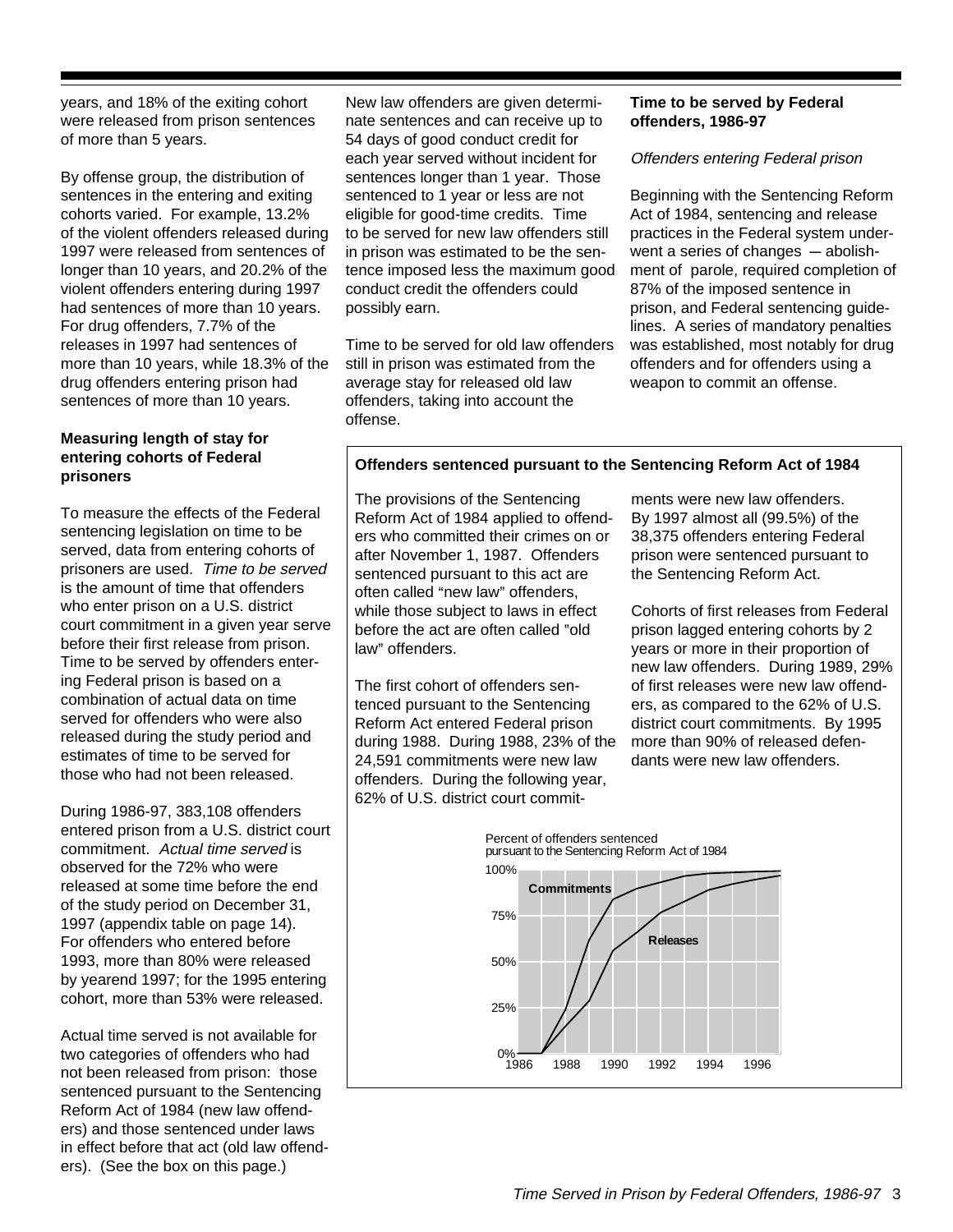years, and 18% of the exiting cohort were released from prison sentences of more than 5 years.

By offense group, the distribution of sentences in the entering and exiting cohorts varied. For example, 13.2% of the violent offenders released during 1997 were released from sentences of longer than 10 years, and 20.2% of the violent offenders entering during 1997 had sentences of more than 10 years. For drug offenders, 7.7% of the releases in 1997 had sentences of more than 10 years, while 18.3% of the drug offenders entering prison had sentences of more than 10 years.

**Measuring length of stay for entering cohorts of Federal prisoners**

To measure the effects of the Federal sentencing legislation on time to be served, data from entering cohorts of prisoners are used. *Time to be served* is the amount of time that offenders who enter prison on a U.S. district court commitment in a given year serve before their first release from prison. Time to be served by offenders entering Federal prison is based on a combination of actual data on time served for offenders who were also released during the study period and estimates of time to be served for those who had not been released.

During 1986-97, 383,108 offenders entered prison from a U.S. district court commitment. *Actual time served* is observed for the 72% who were released at some time before the end of the study period on December 31, 1997 (appendix table on page 14). For offenders who entered before 1993, more than 80% were released by yearend 1997; for the 1995 entering cohort, more than 53% were released.

Actual time served is not available for two categories of offenders who had not been released from prison: those sentenced pursuant to the Sentencing Reform Act of 1984 (new law offenders) and those sentenced under laws in effect before that act (old law offenders). (See the box on this page.)

New law offenders are given determinate sentences and can receive up to 54 days of good conduct credit for each year served without incident for sentences longer than 1 year. Those sentenced to 1 year or less are not eligible for good-time credits. Time to be served for new law offenders still in prison was estimated to be the sentence imposed less the maximum good conduct credit the offenders could possibly earn.

Time to be served for old law offenders still in prison was estimated from the average stay for released old law offenders, taking into account the offense.

**Time to be served by Federal offenders, 1986-97**

*Offenders entering Federal prison*

Beginning with the Sentencing Reform Act of 1984, sentencing and release practices in the Federal system underwent a series of changes — abolishment of parole, required completion of 87% of the imposed sentence in prison, and Federal sentencing guidelines. A series of mandatory penalties was established, most notably for drug offenders and for offenders using a weapon to commit an offense.

**Offenders sentenced pursuant to the Sentencing Reform Act of 1984**

The provisions of the Sentencing Reform Act of 1984 applied to offenders who committed their crimes on or after November 1, 1987. Offenders sentenced pursuant to this act are often called "new law" offenders, while those subject to laws in effect before the act are often called "old law" offenders.

The first cohort of offenders sentenced pursuant to the Sentencing Reform Act entered Federal prison during 1988. During 1988, 23% of the 24,591 commitments were new law offenders. During the following year, 62% of U.S. district court commitments were new law offenders. By 1997 almost all (99.5%) of the 38,375 offenders entering Federal prison were sentenced pursuant to the Sentencing Reform Act.

Cohorts of first releases from Federal prison lagged entering cohorts by 2 years or more in their proportion of new law offenders. During 1989, 29% of first releases were new law offenders, as compared to the 62% of U.S. district court commitments. By 1995 more than 90% of released defendants were new law offenders.

Percent of offenders sentenced pursuant to the Sentencing Reform Act of 1984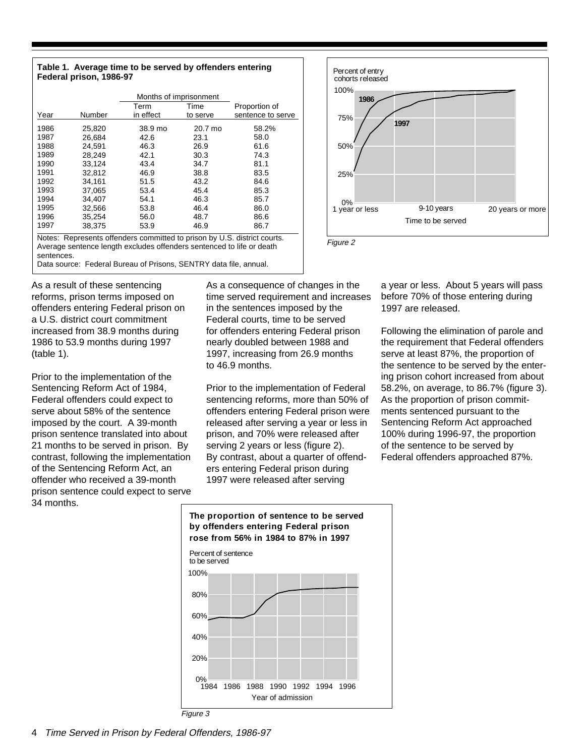**Table 1. Average time to be served by offenders entering Federal prison, 1986-97**

| Year | Number | Months of imprisonment: Term in effect | Months of imprisonment: Time to serve | Proportion of sentence to serve |
|---|---|---|---|---|
| 1986 | 25,820 | 38.9 mo | 20.7 mo | 58.2% |
| 1987 | 26,684 | 42.6 | 23.1 | 58.0 |
| 1988 | 24,591 | 46.3 | 26.9 | 61.6 |
| 1989 | 28,249 | 42.1 | 30.3 | 74.3 |
| 1990 | 33,124 | 43.4 | 34.7 | 81.1 |
| 1991 | 32,812 | 46.9 | 38.8 | 83.5 |
| 1992 | 34,161 | 51.5 | 43.2 | 84.6 |
| 1993 | 37,065 | 53.4 | 45.4 | 85.3 |
| 1994 | 34,407 | 54.1 | 46.3 | 85.7 |
| 1995 | 32,566 | 53.8 | 46.4 | 86.0 |
| 1996 | 35,254 | 56.0 | 48.7 | 86.6 |
| 1997 | 38,375 | 53.9 | 46.9 | 86.7 |

Notes: Represents offenders committed to prison by U.S. district courts. Average sentence length excludes offenders sentenced to life or death sentences.
Data source: Federal Bureau of Prisons, SENTRY data file, annual.

*Figure 2*

As a result of these sentencing reforms, prison terms imposed on offenders entering Federal prison on a U.S. district court commitment increased from 38.9 months during 1986 to 53.9 months during 1997 (table 1).

Prior to the implementation of the Sentencing Reform Act of 1984, Federal offenders could expect to serve about 58% of the sentence imposed by the court. A 39-month prison sentence translated into about 21 months to be served in prison. By contrast, following the implementation of the Sentencing Reform Act, an offender who received a 39-month prison sentence could expect to serve 34 months.

As a consequence of changes in the time served requirement and increases in the sentences imposed by the Federal courts, time to be served for offenders entering Federal prison nearly doubled between 1988 and 1997, increasing from 26.9 months to 46.9 months.

Prior to the implementation of Federal sentencing reforms, more than 50% of offenders entering Federal prison were released after serving a year or less in prison, and 70% were released after serving 2 years or less (figure 2). By contrast, about a quarter of offenders entering Federal prison during 1997 were released after serving a year or less. About 5 years will pass before 70% of those entering during 1997 are released.

Following the elimination of parole and the requirement that Federal offenders serve at least 87%, the proportion of the sentence to be served by the entering prison cohort increased from about 58.2%, on average, to 86.7% (figure 3). As the proportion of prison commitments sentenced pursuant to the Sentencing Reform Act approached 100% during 1996-97, the proportion of the sentence to be served by Federal offenders approached 87%.

**The proportion of sentence to be served by offenders entering Federal prison rose from 56% in 1984 to 87% in 1997**

*Figure 3*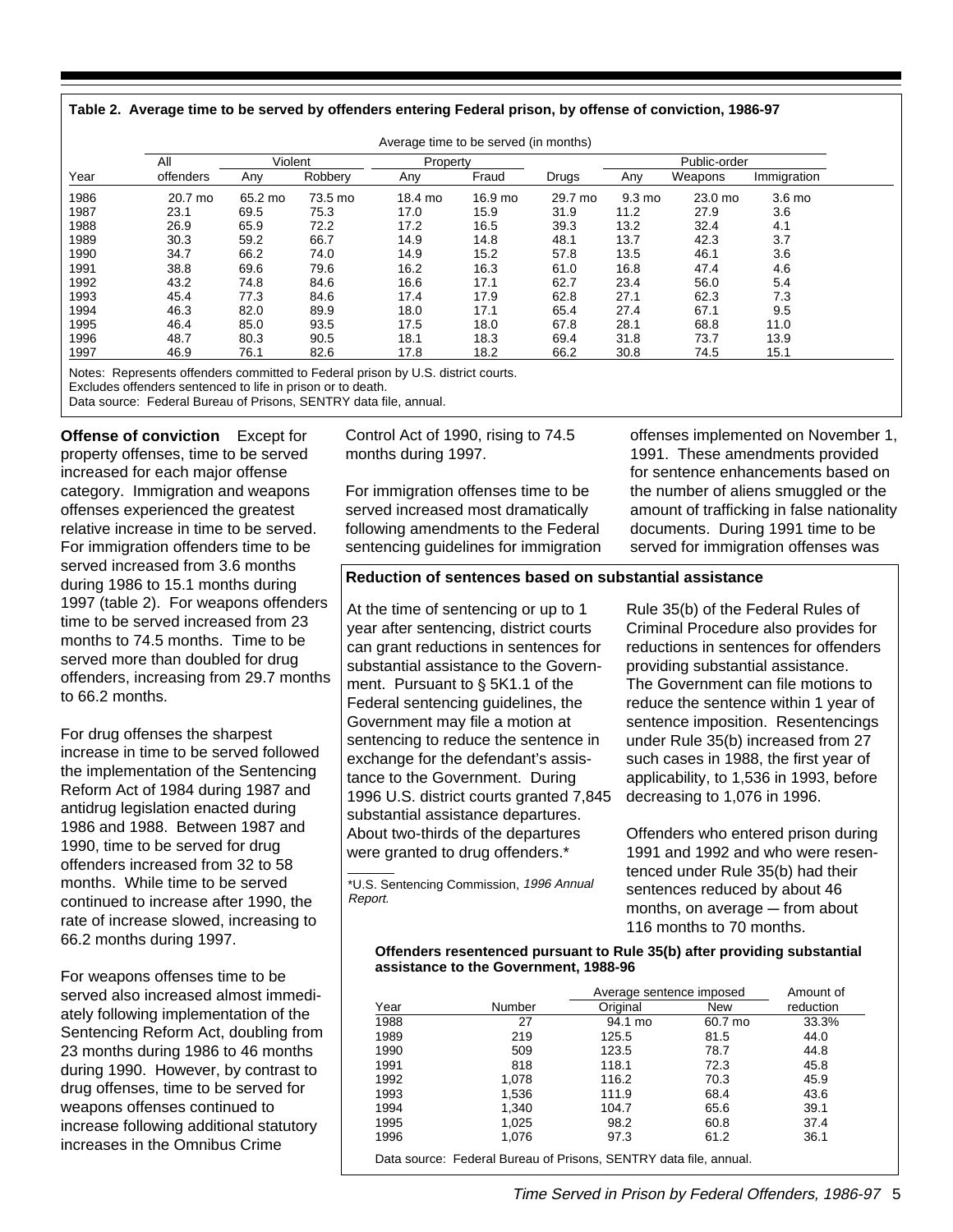**Table 2. Average time to be served by offenders entering Federal prison, by offense of conviction, 1986-97**

| | Average time to be served (in months) | | | | | | | | |
|---|---|---|---|---|---|---|---|---|---|
| | All | Violent | | Property | | | Public-order | | |
| Year | offenders | Any | Robbery | Any | Fraud | Drugs | Any | Weapons | Immigration |
| 1986 | 20.7 mo | 65.2 mo | 73.5 mo | 18.4 mo | 16.9 mo | 29.7 mo | 9.3 mo | 23.0 mo | 3.6 mo |
| 1987 | 23.1 | 69.5 | 75.3 | 17.0 | 15.9 | 31.9 | 11.2 | 27.9 | 3.6 |
| 1988 | 26.9 | 65.9 | 72.2 | 17.2 | 16.5 | 39.3 | 13.2 | 32.4 | 4.1 |
| 1989 | 30.3 | 59.2 | 66.7 | 14.9 | 14.8 | 48.1 | 13.7 | 42.3 | 3.7 |
| 1990 | 34.7 | 66.2 | 74.0 | 14.9 | 15.2 | 57.8 | 13.5 | 46.1 | 3.6 |
| 1991 | 38.8 | 69.6 | 79.6 | 16.2 | 16.3 | 61.0 | 16.8 | 47.4 | 4.6 |
| 1992 | 43.2 | 74.8 | 84.6 | 16.6 | 17.1 | 62.7 | 23.4 | 56.0 | 5.4 |
| 1993 | 45.4 | 77.3 | 84.6 | 17.4 | 17.9 | 62.8 | 27.1 | 62.3 | 7.3 |
| 1994 | 46.3 | 82.0 | 89.9 | 18.0 | 17.1 | 65.4 | 27.4 | 67.1 | 9.5 |
| 1995 | 46.4 | 85.0 | 93.5 | 17.5 | 18.0 | 67.8 | 28.1 | 68.8 | 11.0 |
| 1996 | 48.7 | 80.3 | 90.5 | 18.1 | 18.3 | 69.4 | 31.8 | 73.7 | 13.9 |
| 1997 | 46.9 | 76.1 | 82.6 | 17.8 | 18.2 | 66.2 | 30.8 | 74.5 | 15.1 |

Notes: Represents offenders committed to Federal prison by U.S. district courts.
Excludes offenders sentenced to life in prison or to death.
Data source: Federal Bureau of Prisons, SENTRY data file, annual.

**Offense of conviction** Except for property offenses, time to be served increased for each major offense category. Immigration and weapons offenses experienced the greatest relative increase in time to be served. For immigration offenders time to be served increased from 3.6 months during 1986 to 15.1 months during 1997 (table 2). For weapons offenders time to be served increased from 23 months to 74.5 months. Time to be served more than doubled for drug offenders, increasing from 29.7 months to 66.2 months.

For drug offenses the sharpest increase in time to be served followed the implementation of the Sentencing Reform Act of 1984 during 1987 and antidrug legislation enacted during 1986 and 1988. Between 1987 and 1990, time to be served for drug offenders increased from 32 to 58 months. While time to be served continued to increase after 1990, the rate of increase slowed, increasing to 66.2 months during 1997.

For weapons offenses time to be served also increased almost immediately following implementation of the Sentencing Reform Act, doubling from 23 months during 1986 to 46 months during 1990. However, by contrast to drug offenses, time to be served for weapons offenses continued to increase following additional statutory increases in the Omnibus Crime Control Act of 1990, rising to 74.5 months during 1997.

For immigration offenses time to be served increased most dramatically following amendments to the Federal sentencing guidelines for immigration offenses implemented on November 1, 1991. These amendments provided for sentence enhancements based on the number of aliens smuggled or the amount of trafficking in false nationality documents. During 1991 time to be served for immigration offenses was

**Reduction of sentences based on substantial assistance**

At the time of sentencing or up to 1 year after sentencing, district courts can grant reductions in sentences for substantial assistance to the Government. Pursuant to § 5K1.1 of the Federal sentencing guidelines, the Government may file a motion at sentencing to reduce the sentence in exchange for the defendant's assistance to the Government. During 1996 U.S. district courts granted 7,845 substantial assistance departures. About two-thirds of the departures were granted to drug offenders.*

*U.S. Sentencing Commission, *1996 Annual Report.*

Rule 35(b) of the Federal Rules of Criminal Procedure also provides for reductions in sentences for offenders providing substantial assistance. The Government can file motions to reduce the sentence within 1 year of sentence imposition. Resentencings under Rule 35(b) increased from 27 such cases in 1988, the first year of applicability, to 1,536 in 1993, before decreasing to 1,076 in 1996.

Offenders who entered prison during 1991 and 1992 and who were resentenced under Rule 35(b) had their sentences reduced by about 46 months, on average — from about 116 months to 70 months.

**Offenders resentenced pursuant to Rule 35(b) after providing substantial assistance to the Government, 1988-96**

| | | Average sentence imposed | | Amount of |
|---|---|---|---|---|
| Year | Number | Original | New | reduction |
| 1988 | 27 | 94.1 mo | 60.7 mo | 33.3% |
| 1989 | 219 | 125.5 | 81.5 | 44.0 |
| 1990 | 509 | 123.5 | 78.7 | 44.8 |
| 1991 | 818 | 118.1 | 72.3 | 45.8 |
| 1992 | 1,078 | 116.2 | 70.3 | 45.9 |
| 1993 | 1,536 | 111.9 | 68.4 | 43.6 |
| 1994 | 1,340 | 104.7 | 65.6 | 39.1 |
| 1995 | 1,025 | 98.2 | 60.8 | 37.4 |
| 1996 | 1,076 | 97.3 | 61.2 | 36.1 |

Data source: Federal Bureau of Prisons, SENTRY data file, annual.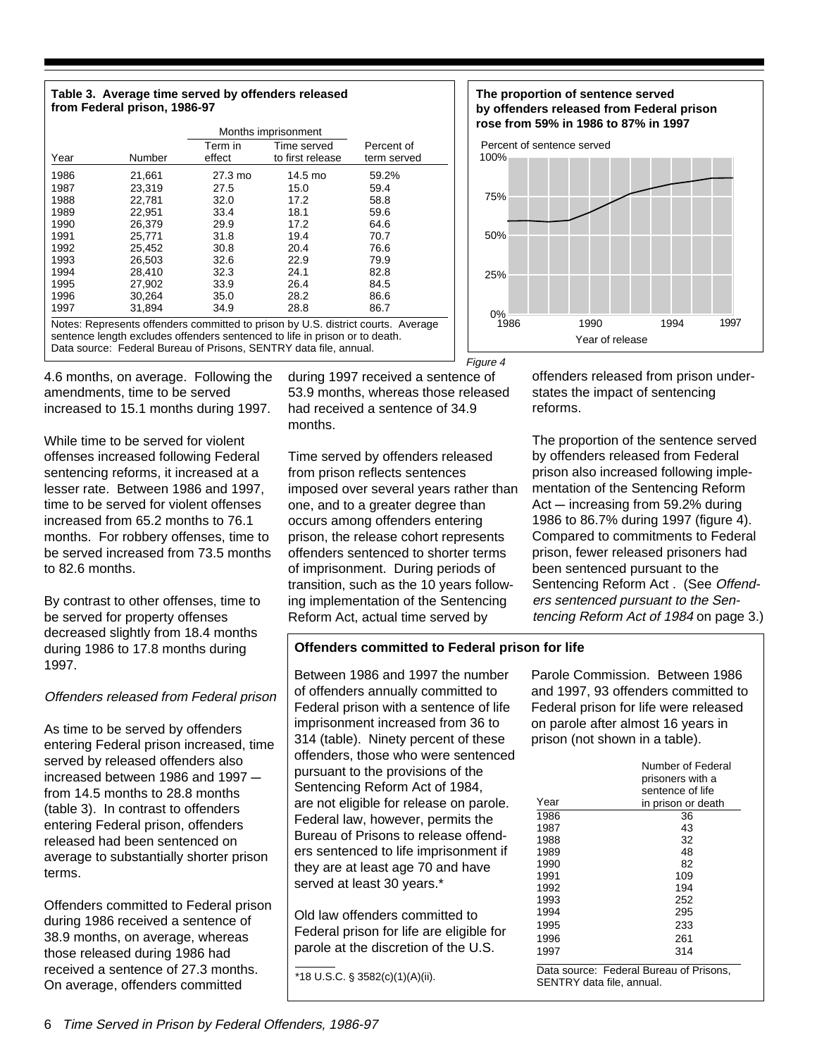**Table 3. Average time served by offenders released from Federal prison, 1986-97**

| Year | Number | Months imprisonment: Term in effect | Months imprisonment: Time served to first release | Percent of term served |
|---|---|---|---|---|
| 1986 | 21,661 | 27.3 mo | 14.5 mo | 59.2% |
| 1987 | 23,319 | 27.5 | 15.0 | 59.4 |
| 1988 | 22,781 | 32.0 | 17.2 | 58.8 |
| 1989 | 22,951 | 33.4 | 18.1 | 59.6 |
| 1990 | 26,379 | 29.9 | 17.2 | 64.6 |
| 1991 | 25,771 | 31.8 | 19.4 | 70.7 |
| 1992 | 25,452 | 30.8 | 20.4 | 76.6 |
| 1993 | 26,503 | 32.6 | 22.9 | 79.9 |
| 1994 | 28,410 | 32.3 | 24.1 | 82.8 |
| 1995 | 27,902 | 33.9 | 26.4 | 84.5 |
| 1996 | 30,264 | 35.0 | 28.2 | 86.6 |
| 1997 | 31,894 | 34.9 | 28.8 | 86.7 |

Notes: Represents offenders committed to prison by U.S. district courts. Average sentence length excludes offenders sentenced to life in prison or to death.
Data source: Federal Bureau of Prisons, SENTRY data file, annual.

**The proportion of sentence served by offenders released from Federal prison rose from 59% in 1986 to 87% in 1997**

Percent of sentence served

Year of release

*Figure 4*

4.6 months, on average. Following the amendments, time to be served increased to 15.1 months during 1997.

While time to be served for violent offenses increased following Federal sentencing reforms, it increased at a lesser rate. Between 1986 and 1997, time to be served for violent offenses increased from 65.2 months to 76.1 months. For robbery offenses, time to be served increased from 73.5 months to 82.6 months.

By contrast to other offenses, time to be served for property offenses decreased slightly from 18.4 months during 1986 to 17.8 months during 1997.

*Offenders released from Federal prison*

As time to be served by offenders entering Federal prison increased, time served by released offenders also increased between 1986 and 1997 — from 14.5 months to 28.8 months (table 3). In contrast to offenders entering Federal prison, offenders released had been sentenced on average to substantially shorter prison terms.

Offenders committed to Federal prison during 1986 received a sentence of 38.9 months, on average, whereas those released during 1986 had received a sentence of 27.3 months. On average, offenders committed during 1997 received a sentence of 53.9 months, whereas those released had received a sentence of 34.9 months.

Time served by offenders released from prison reflects sentences imposed over several years rather than one, and to a greater degree than occurs among offenders entering prison, the release cohort represents offenders sentenced to shorter terms of imprisonment. During periods of transition, such as the 10 years following implementation of the Sentencing Reform Act, actual time served by offenders released from prison understates the impact of sentencing reforms.

The proportion of the sentence served by offenders released from Federal prison also increased following implementation of the Sentencing Reform Act — increasing from 59.2% during 1986 to 86.7% during 1997 (figure 4). Compared to commitments to Federal prison, fewer released prisoners had been sentenced pursuant to the Sentencing Reform Act . (See *Offenders sentenced pursuant to the Sentencing Reform Act of 1984* on page 3.)

**Offenders committed to Federal prison for life**

Between 1986 and 1997 the number of offenders annually committed to Federal prison with a sentence of life imprisonment increased from 36 to 314 (table). Ninety percent of these offenders, those who were sentenced pursuant to the provisions of the Sentencing Reform Act of 1984, are not eligible for release on parole. Federal law, however, permits the Bureau of Prisons to release offenders sentenced to life imprisonment if they are at least age 70 and have served at least 30 years.*

Old law offenders committed to Federal prison for life are eligible for parole at the discretion of the U.S. Parole Commission. Between 1986 and 1997, 93 offenders committed to Federal prison for life were released on parole after almost 16 years in prison (not shown in a table).

| Year | Number of Federal prisoners with a sentence of life in prison or death |
|---|---|
| 1986 | 36 |
| 1987 | 43 |
| 1988 | 32 |
| 1989 | 48 |
| 1990 | 82 |
| 1991 | 109 |
| 1992 | 194 |
| 1993 | 252 |
| 1994 | 295 |
| 1995 | 233 |
| 1996 | 261 |
| 1997 | 314 |

Data source: Federal Bureau of Prisons, SENTRY data file, annual.

*18 U.S.C. § 3582(c)(1)(A)(ii).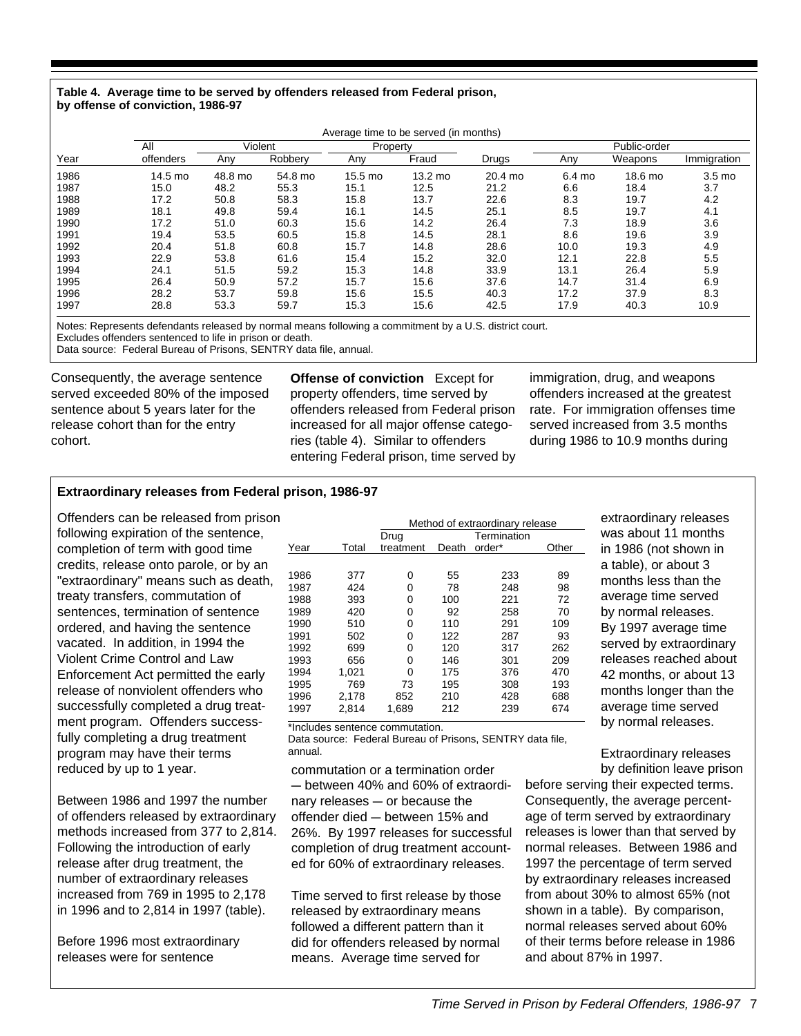**Table 4. Average time to be served by offenders released from Federal prison, by offense of conviction, 1986-97**

| | Average time to be served (in months) | | | | | | | | |
|---|---|---|---|---|---|---|---|---|---|
| | All | Violent | | Property | | | Public-order | | |
| Year | offenders | Any | Robbery | Any | Fraud | Drugs | Any | Weapons | Immigration |
| 1986 | 14.5 mo | 48.8 mo | 54.8 mo | 15.5 mo | 13.2 mo | 20.4 mo | 6.4 mo | 18.6 mo | 3.5 mo |
| 1987 | 15.0 | 48.2 | 55.3 | 15.1 | 12.5 | 21.2 | 6.6 | 18.4 | 3.7 |
| 1988 | 17.2 | 50.8 | 58.3 | 15.8 | 13.7 | 22.6 | 8.3 | 19.7 | 4.2 |
| 1989 | 18.1 | 49.8 | 59.4 | 16.1 | 14.5 | 25.1 | 8.5 | 19.7 | 4.1 |
| 1990 | 17.2 | 51.0 | 60.3 | 15.6 | 14.2 | 26.4 | 7.3 | 18.9 | 3.6 |
| 1991 | 19.4 | 53.5 | 60.5 | 15.8 | 14.5 | 28.1 | 8.6 | 19.6 | 3.9 |
| 1992 | 20.4 | 51.8 | 60.8 | 15.7 | 14.8 | 28.6 | 10.0 | 19.3 | 4.9 |
| 1993 | 22.9 | 53.8 | 61.6 | 15.4 | 15.2 | 32.0 | 12.1 | 22.8 | 5.5 |
| 1994 | 24.1 | 51.5 | 59.2 | 15.3 | 14.8 | 33.9 | 13.1 | 26.4 | 5.9 |
| 1995 | 26.4 | 50.9 | 57.2 | 15.7 | 15.6 | 37.6 | 14.7 | 31.4 | 6.9 |
| 1996 | 28.2 | 53.7 | 59.8 | 15.6 | 15.5 | 40.3 | 17.2 | 37.9 | 8.3 |
| 1997 | 28.8 | 53.3 | 59.7 | 15.3 | 15.6 | 42.5 | 17.9 | 40.3 | 10.9 |

Notes: Represents defendants released by normal means following a commitment by a U.S. district court.
Excludes offenders sentenced to life in prison or death.
Data source: Federal Bureau of Prisons, SENTRY data file, annual.

Consequently, the average sentence served exceeded 80% of the imposed sentence about 5 years later for the release cohort than for the entry cohort.

**Offense of conviction** Except for property offenders, time served by offenders released from Federal prison increased for all major offense categories (table 4). Similar to offenders entering Federal prison, time served by immigration, drug, and weapons offenders increased at the greatest rate. For immigration offenses time served increased from 3.5 months during 1986 to 10.9 months during

**Extraordinary releases from Federal prison, 1986-97**

Offenders can be released from prison following expiration of the sentence, completion of term with good time credits, release onto parole, or by an "extraordinary" means such as death, treaty transfers, commutation of sentences, termination of sentence ordered, and having the sentence vacated. In addition, in 1994 the Violent Crime Control and Law Enforcement Act permitted the early release of nonviolent offenders who successfully completed a drug treatment program. Offenders successfully completing a drug treatment program may have their terms reduced by up to 1 year.

Between 1986 and 1997 the number of offenders released by extraordinary methods increased from 377 to 2,814. Following the introduction of early release after drug treatment, the number of extraordinary releases increased from 769 in 1995 to 2,178 in 1996 and to 2,814 in 1997 (table).

| | | Method of extraordinary release | | | |
|---|---|---|---|---|---|
| Year | Total | Drug treatment | Death | Termination order* | Other |
| 1986 | 377 | 0 | 55 | 233 | 89 |
| 1987 | 424 | 0 | 78 | 248 | 98 |
| 1988 | 393 | 0 | 100 | 221 | 72 |
| 1989 | 420 | 0 | 92 | 258 | 70 |
| 1990 | 510 | 0 | 110 | 291 | 109 |
| 1991 | 502 | 0 | 122 | 287 | 93 |
| 1992 | 699 | 0 | 120 | 317 | 262 |
| 1993 | 656 | 0 | 146 | 301 | 209 |
| 1994 | 1,021 | 0 | 175 | 376 | 470 |
| 1995 | 769 | 73 | 195 | 308 | 193 |
| 1996 | 2,178 | 852 | 210 | 428 | 688 |
| 1997 | 2,814 | 1,689 | 212 | 239 | 674 |

*Includes sentence commutation.
Data source: Federal Bureau of Prisons, SENTRY data file, annual.

Before 1996 most extraordinary releases were for sentence commutation or a termination order — between 40% and 60% of extraordinary releases — or because the offender died — between 15% and 26%. By 1997 releases for successful completion of drug treatment accounted for 60% of extraordinary releases.

Time served to first release by those released by extraordinary means followed a different pattern than it did for offenders released by normal means. Average time served for extraordinary releases was about 11 months in 1986 (not shown in a table), or about 3 months less than the average time served by normal releases. By 1997 average time served by extraordinary releases reached about 42 months, or about 13 months longer than the average time served by normal releases.

Extraordinary releases by definition leave prison before serving their expected terms. Consequently, the average percentage of term served by extraordinary releases is lower than that served by normal releases. Between 1986 and 1997 the percentage of term served by extraordinary releases increased from about 30% to almost 65% (not shown in a table). By comparison, normal releases served about 60% of their terms before release in 1986 and about 87% in 1997.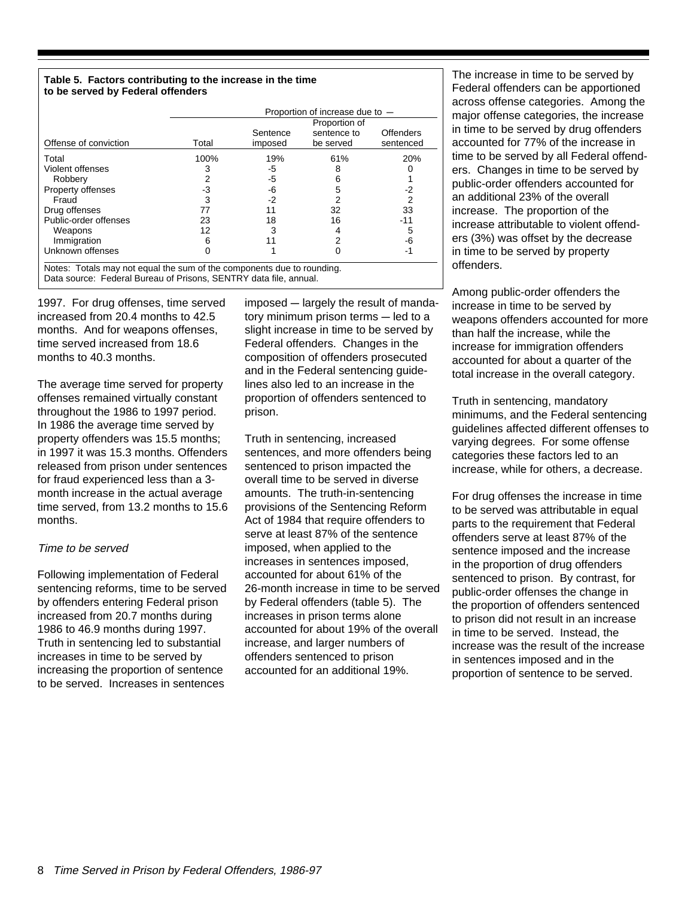**Table 5. Factors contributing to the increase in the time to be served by Federal offenders**

| Offense of conviction | Total | Proportion of increase due to — Sentence imposed | Proportion of sentence to be served | Offenders sentenced |
|---|---|---|---|---|
| Total | 100% | 19% | 61% | 20% |
| Violent offenses | 3 | -5 | 8 | 0 |
| Robbery | 2 | -5 | 6 | 1 |
| Property offenses | -3 | -6 | 5 | -2 |
| Fraud | 3 | -2 | 2 | 2 |
| Drug offenses | 77 | 11 | 32 | 33 |
| Public-order offenses | 23 | 18 | 16 | -11 |
| Weapons | 12 | 3 | 4 | 5 |
| Immigration | 6 | 11 | 2 | -6 |
| Unknown offenses | 0 | 1 | 0 | -1 |

Notes: Totals may not equal the sum of the components due to rounding.
Data source: Federal Bureau of Prisons, SENTRY data file, annual.

1997. For drug offenses, time served increased from 20.4 months to 42.5 months. And for weapons offenses, time served increased from 18.6 months to 40.3 months.

The average time served for property offenses remained virtually constant throughout the 1986 to 1997 period. In 1986 the average time served by property offenders was 15.5 months; in 1997 it was 15.3 months. Offenders released from prison under sentences for fraud experienced less than a 3-month increase in the actual average time served, from 13.2 months to 15.6 months.

*Time to be served*

Following implementation of Federal sentencing reforms, time to be served by offenders entering Federal prison increased from 20.7 months during 1986 to 46.9 months during 1997. Truth in sentencing led to substantial increases in time to be served by increasing the proportion of sentence to be served. Increases in sentences imposed — largely the result of mandatory minimum prison terms — led to a slight increase in time to be served by Federal offenders. Changes in the composition of offenders prosecuted and in the Federal sentencing guidelines also led to an increase in the proportion of offenders sentenced to prison.

Truth in sentencing, increased sentences, and more offenders being sentenced to prison impacted the overall time to be served in diverse amounts. The truth-in-sentencing provisions of the Sentencing Reform Act of 1984 that require offenders to serve at least 87% of the sentence imposed, when applied to the increases in sentences imposed, accounted for about 61% of the 26-month increase in time to be served by Federal offenders (table 5). The increases in prison terms alone accounted for about 19% of the overall increase, and larger numbers of offenders sentenced to prison accounted for an additional 19%.

The increase in time to be served by Federal offenders can be apportioned across offense categories. Among the major offense categories, the increase in time to be served by drug offenders accounted for 77% of the increase in time to be served by all Federal offenders. Changes in time to be served by public-order offenders accounted for an additional 23% of the overall increase. The proportion of the increase attributable to violent offenders (3%) was offset by the decrease in time to be served by property offenders.

Among public-order offenders the increase in time to be served by weapons offenders accounted for more than half the increase, while the increase for immigration offenders accounted for about a quarter of the total increase in the overall category.

Truth in sentencing, mandatory minimums, and the Federal sentencing guidelines affected different offenses to varying degrees. For some offense categories these factors led to an increase, while for others, a decrease.

For drug offenses the increase in time to be served was attributable in equal parts to the requirement that Federal offenders serve at least 87% of the sentence imposed and the increase in the proportion of drug offenders sentenced to prison. By contrast, for public-order offenses the change in the proportion of offenders sentenced to prison did not result in an increase in time to be served. Instead, the increase was the result of the increase in sentences imposed and in the proportion of sentence to be served.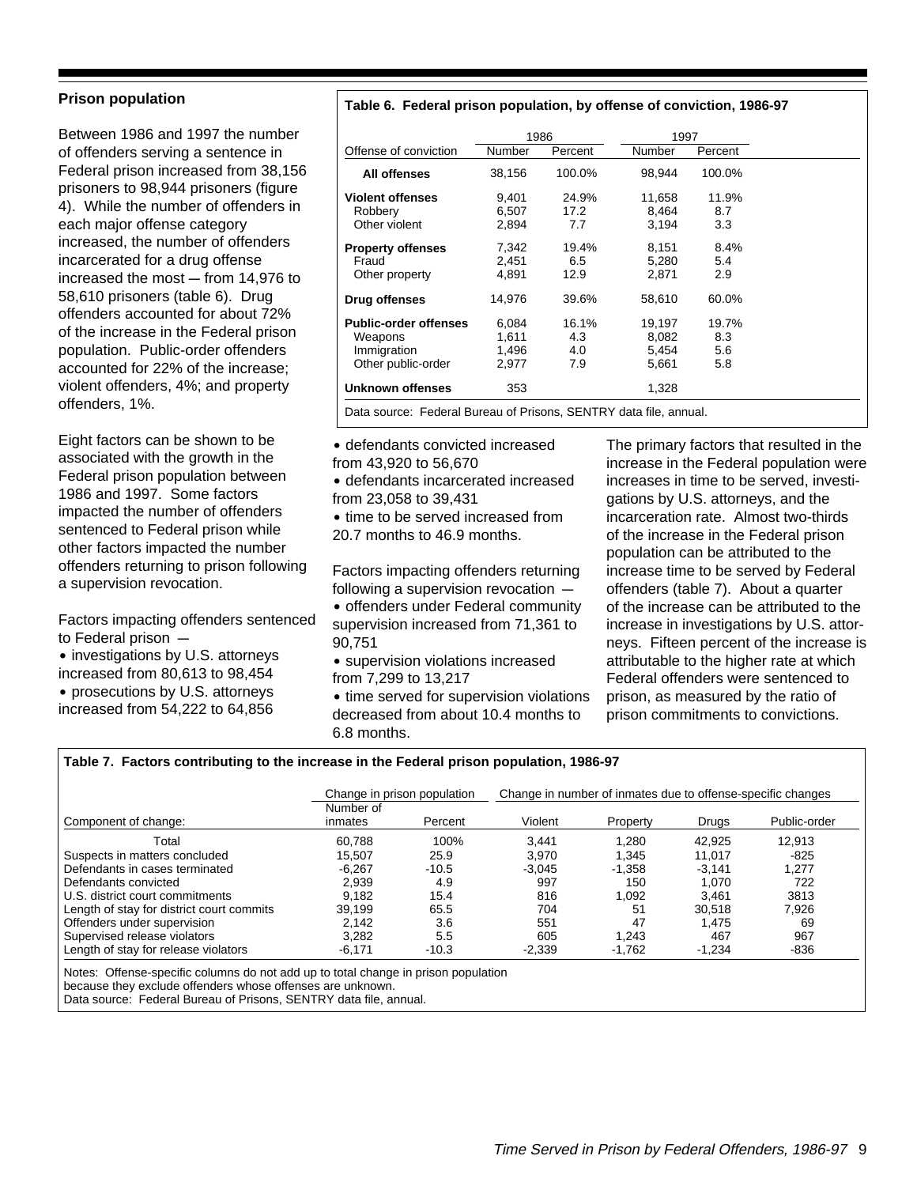## Prison population

Between 1986 and 1997 the number of offenders serving a sentence in Federal prison increased from 38,156 prisoners to 98,944 prisoners (figure 4). While the number of offenders in each major offense category increased, the number of offenders incarcerated for a drug offense increased the most ─ from 14,976 to 58,610 prisoners (table 6). Drug offenders accounted for about 72% of the increase in the Federal prison population. Public-order offenders accounted for 22% of the increase; violent offenders, 4%; and property offenders, 1%.

**Table 6. Federal prison population, by offense of conviction, 1986-97**

| Offense of conviction | 1986 Number | 1986 Percent | 1997 Number | 1997 Percent |
|---|---|---|---|---|
| **All offenses** | 38,156 | 100.0% | 98,944 | 100.0% |
| **Violent offenses** | 9,401 | 24.9% | 11,658 | 11.9% |
| Robbery | 6,507 | 17.2 | 8,464 | 8.7 |
| Other violent | 2,894 | 7.7 | 3,194 | 3.3 |
| **Property offenses** | 7,342 | 19.4% | 8,151 | 8.4% |
| Fraud | 2,451 | 6.5 | 5,280 | 5.4 |
| Other property | 4,891 | 12.9 | 2,871 | 2.9 |
| **Drug offenses** | 14,976 | 39.6% | 58,610 | 60.0% |
| **Public-order offenses** | 6,084 | 16.1% | 19,197 | 19.7% |
| Weapons | 1,611 | 4.3 | 8,082 | 8.3 |
| Immigration | 1,496 | 4.0 | 5,454 | 5.6 |
| Other public-order | 2,977 | 7.9 | 5,661 | 5.8 |
| **Unknown offenses** | 353 | | 1,328 | |

Data source: Federal Bureau of Prisons, SENTRY data file, annual.

Eight factors can be shown to be associated with the growth in the Federal prison population between 1986 and 1997. Some factors impacted the number of offenders sentenced to Federal prison while other factors impacted the number offenders returning to prison following a supervision revocation.

Factors impacting offenders sentenced to Federal prison ─

- investigations by U.S. attorneys increased from 80,613 to 98,454
- prosecutions by U.S. attorneys increased from 54,222 to 64,856
- defendants convicted increased from 43,920 to 56,670
- defendants incarcerated increased from 23,058 to 39,431
- time to be served increased from 20.7 months to 46.9 months.

Factors impacting offenders returning following a supervision revocation ─

- offenders under Federal community supervision increased from 71,361 to 90,751
- supervision violations increased from 7,299 to 13,217
- time served for supervision violations decreased from about 10.4 months to 6.8 months.

The primary factors that resulted in the increase in the Federal population were increases in time to be served, investigations by U.S. attorneys, and the incarceration rate. Almost two-thirds of the increase in the Federal prison population can be attributed to the increase time to be served by Federal offenders (table 7). About a quarter of the increase can be attributed to the increase in investigations by U.S. attorneys. Fifteen percent of the increase is attributable to the higher rate at which Federal offenders were sentenced to prison, as measured by the ratio of prison commitments to convictions.

**Table 7. Factors contributing to the increase in the Federal prison population, 1986-97**

| | Change in prison population | | Change in number of inmates due to offense-specific changes | | | |
|---|---|---|---|---|---|---|
| Component of change: | Number of inmates | Percent | Violent | Property | Drugs | Public-order |
| Total | 60,788 | 100% | 3,441 | 1,280 | 42,925 | 12,913 |
| Suspects in matters concluded | 15,507 | 25.9 | 3,970 | 1,345 | 11,017 | -825 |
| Defendants in cases terminated | -6,267 | -10.5 | -3,045 | -1,358 | -3,141 | 1,277 |
| Defendants convicted | 2,939 | 4.9 | 997 | 150 | 1,070 | 722 |
| U.S. district court commitments | 9,182 | 15.4 | 816 | 1,092 | 3,461 | 3813 |
| Length of stay for district court commits | 39,199 | 65.5 | 704 | 51 | 30,518 | 7,926 |
| Offenders under supervision | 2,142 | 3.6 | 551 | 47 | 1,475 | 69 |
| Supervised release violators | 3,282 | 5.5 | 605 | 1,243 | 467 | 967 |
| Length of stay for release violators | -6,171 | -10.3 | -2,339 | -1,762 | -1,234 | -836 |

Notes: Offense-specific columns do not add up to total change in prison population because they exclude offenders whose offenses are unknown.
Data source: Federal Bureau of Prisons, SENTRY data file, annual.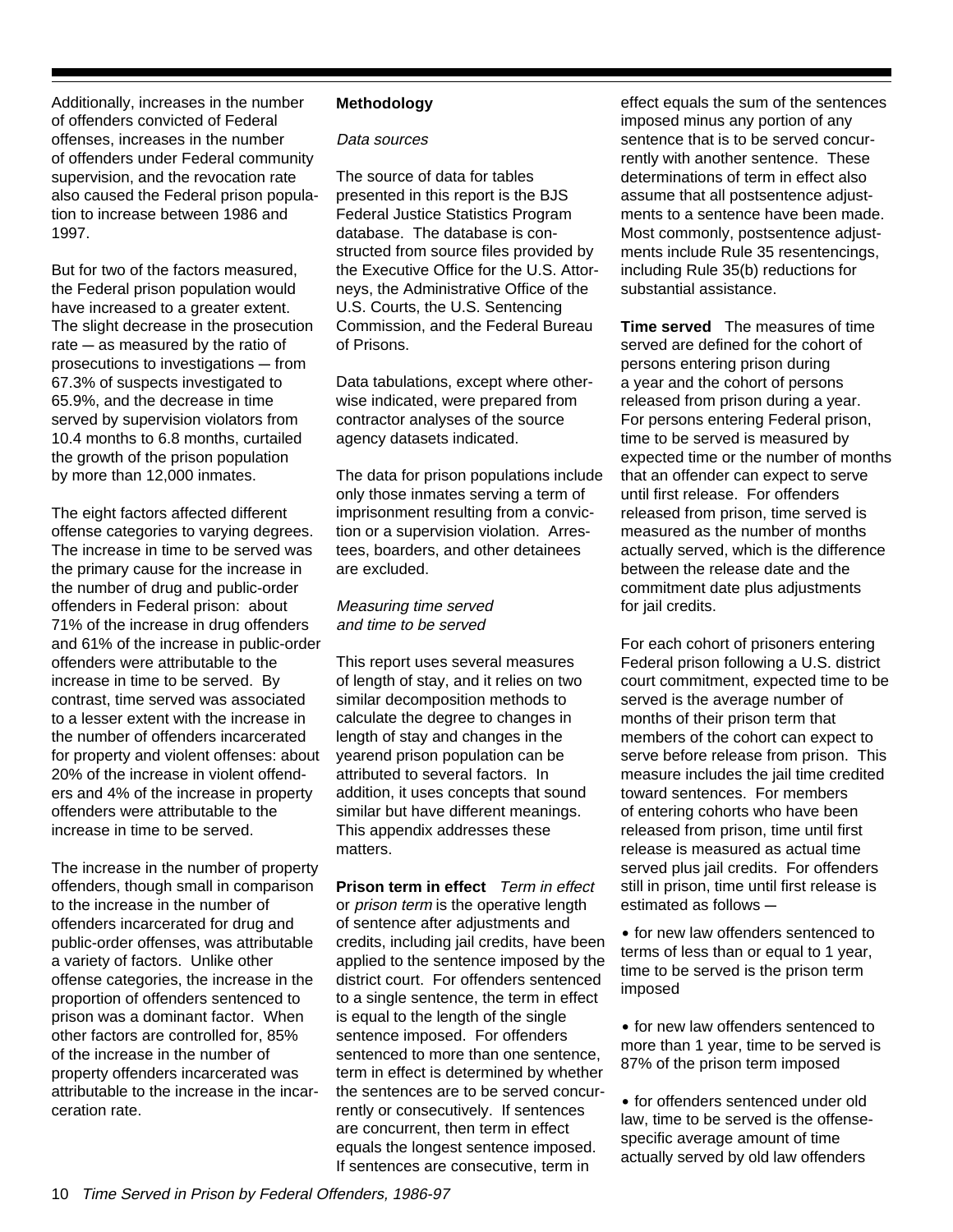Additionally, increases in the number of offenders convicted of Federal offenses, increases in the number of offenders under Federal community supervision, and the revocation rate also caused the Federal prison population to increase between 1986 and 1997.

But for two of the factors measured, the Federal prison population would have increased to a greater extent. The slight decrease in the prosecution rate — as measured by the ratio of prosecutions to investigations — from 67.3% of suspects investigated to 65.9%, and the decrease in time served by supervision violators from 10.4 months to 6.8 months, curtailed the growth of the prison population by more than 12,000 inmates.

The eight factors affected different offense categories to varying degrees. The increase in time to be served was the primary cause for the increase in the number of drug and public-order offenders in Federal prison: about 71% of the increase in drug offenders and 61% of the increase in public-order offenders were attributable to the increase in time to be served. By contrast, time served was associated to a lesser extent with the increase in the number of offenders incarcerated for property and violent offenses: about 20% of the increase in violent offenders and 4% of the increase in property offenders were attributable to the increase in time to be served.

The increase in the number of property offenders, though small in comparison to the increase in the number of offenders incarcerated for drug and public-order offenses, was attributable a variety of factors. Unlike other offense categories, the increase in the proportion of offenders sentenced to prison was a dominant factor. When other factors are controlled for, 85% of the increase in the number of property offenders incarcerated was attributable to the increase in the incarceration rate.

**Methodology**

*Data sources*

The source of data for tables presented in this report is the BJS Federal Justice Statistics Program database. The database is constructed from source files provided by the Executive Office for the U.S. Attorneys, the Administrative Office of the U.S. Courts, the U.S. Sentencing Commission, and the Federal Bureau of Prisons.

Data tabulations, except where otherwise indicated, were prepared from contractor analyses of the source agency datasets indicated.

The data for prison populations include only those inmates serving a term of imprisonment resulting from a conviction or a supervision violation. Arrestees, boarders, and other detainees are excluded.

*Measuring time served and time to be served*

This report uses several measures of length of stay, and it relies on two similar decomposition methods to calculate the degree to changes in length of stay and changes in the yearend prison population can be attributed to several factors. In addition, it uses concepts that sound similar but have different meanings. This appendix addresses these matters.

**Prison term in effect** *Term in effect* or *prison term* is the operative length of sentence after adjustments and credits, including jail credits, have been applied to the sentence imposed by the district court. For offenders sentenced to a single sentence, the term in effect is equal to the length of the single sentence imposed. For offenders sentenced to more than one sentence, term in effect is determined by whether the sentences are to be served concurrently or consecutively. If sentences are concurrent, then term in effect equals the longest sentence imposed. If sentences are consecutive, term in effect equals the sum of the sentences imposed minus any portion of any sentence that is to be served concurrently with another sentence. These determinations of term in effect also assume that all postsentence adjustments to a sentence have been made. Most commonly, postsentence adjustments include Rule 35 resentencings, including Rule 35(b) reductions for substantial assistance.

**Time served** The measures of time served are defined for the cohort of persons entering prison during a year and the cohort of persons released from prison during a year. For persons entering Federal prison, time to be served is measured by expected time or the number of months that an offender can expect to serve until first release. For offenders released from prison, time served is measured as the number of months actually served, which is the difference between the release date and the commitment date plus adjustments for jail credits.

For each cohort of prisoners entering Federal prison following a U.S. district court commitment, expected time to be served is the average number of months of their prison term that members of the cohort can expect to serve before release from prison. This measure includes the jail time credited toward sentences. For members of entering cohorts who have been released from prison, time until first release is measured as actual time served plus jail credits. For offenders still in prison, time until first release is estimated as follows —

- for new law offenders sentenced to terms of less than or equal to 1 year, time to be served is the prison term imposed
- for new law offenders sentenced to more than 1 year, time to be served is 87% of the prison term imposed
- for offenders sentenced under old law, time to be served is the offense-specific average amount of time actually served by old law offenders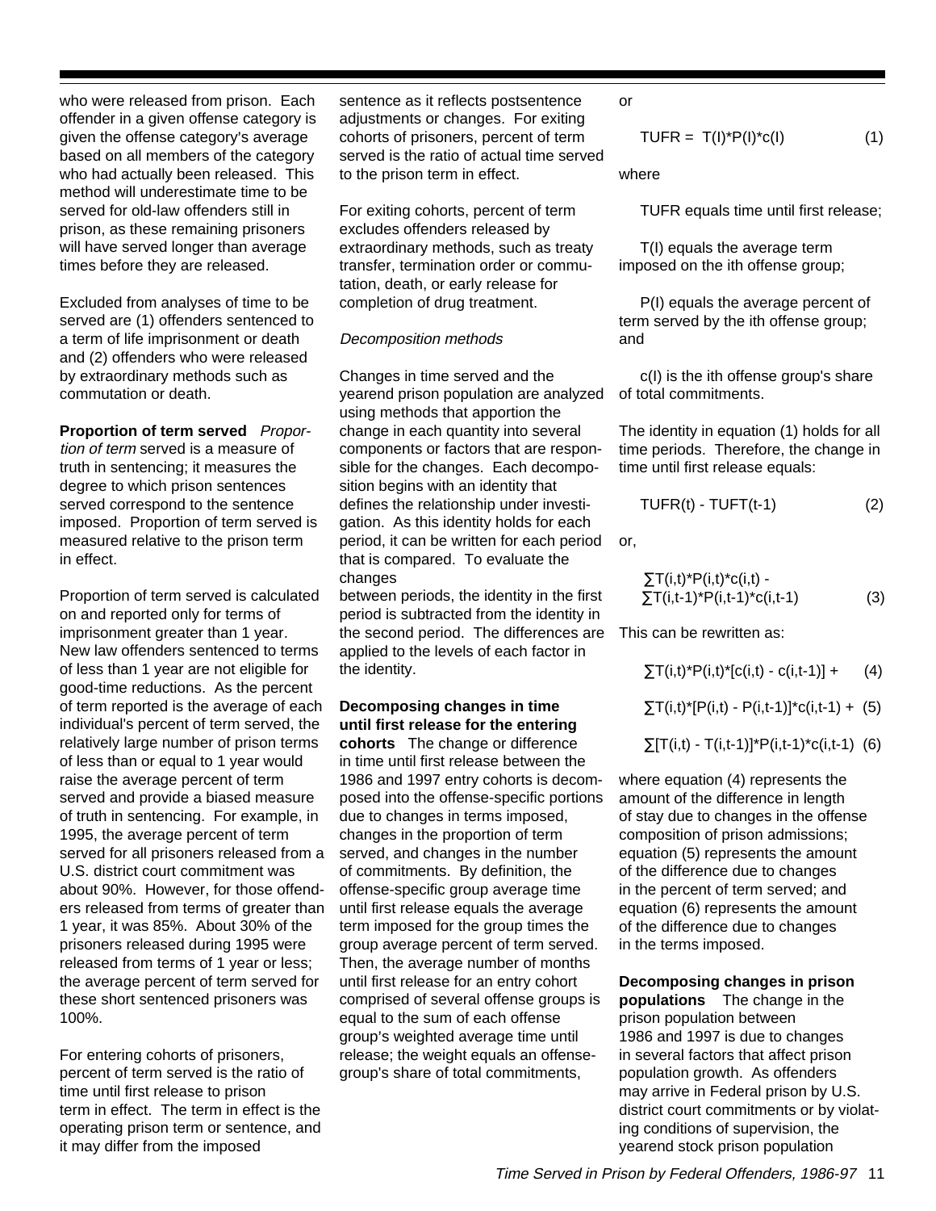who were released from prison. Each offender in a given offense category is given the offense category's average based on all members of the category who had actually been released. This method will underestimate time to be served for old-law offenders still in prison, as these remaining prisoners will have served longer than average times before they are released.

Excluded from analyses of time to be served are (1) offenders sentenced to a term of life imprisonment or death and (2) offenders who were released by extraordinary methods such as commutation or death.

**Proportion of term served** *Proportion of term* served is a measure of truth in sentencing; it measures the degree to which prison sentences served correspond to the sentence imposed. Proportion of term served is measured relative to the prison term in effect.

Proportion of term served is calculated on and reported only for terms of imprisonment greater than 1 year. New law offenders sentenced to terms of less than 1 year are not eligible for good-time reductions. As the percent of term reported is the average of each individual's percent of term served, the relatively large number of prison terms of less than or equal to 1 year would raise the average percent of term served and provide a biased measure of truth in sentencing. For example, in 1995, the average percent of term served for all prisoners released from a U.S. district court commitment was about 90%. However, for those offenders released from terms of greater than 1 year, it was 85%. About 30% of the prisoners released during 1995 were released from terms of 1 year or less; the average percent of term served for these short sentenced prisoners was 100%.

For entering cohorts of prisoners, percent of term served is the ratio of time until first release to prison term in effect. The term in effect is the operating prison term or sentence, and it may differ from the imposed sentence as it reflects postsentence adjustments or changes. For exiting cohorts of prisoners, percent of term served is the ratio of actual time served to the prison term in effect.

For exiting cohorts, percent of term excludes offenders released by extraordinary methods, such as treaty transfer, termination order or commutation, death, or early release for completion of drug treatment.

*Decomposition methods*

Changes in time served and the yearend prison population are analyzed using methods that apportion the change in each quantity into several components or factors that are responsible for the changes. Each decomposition begins with an identity that defines the relationship under investigation. As this identity holds for each period, it can be written for each period that is compared. To evaluate the changes between periods, the identity in the first period is subtracted from the identity in the second period. The differences are applied to the levels of each factor in the identity.

**Decomposing changes in time until first release for the entering cohorts** The change or difference in time until first release between the 1986 and 1997 entry cohorts is decomposed into the offense-specific portions due to changes in terms imposed, changes in the proportion of term served, and changes in the number of commitments. By definition, the offense-specific group average time until first release equals the average term imposed for the group times the group average percent of term served. Then, the average number of months until first release for an entry cohort comprised of several offense groups is equal to the sum of each offense group's weighted average time until release; the weight equals an offense-group's share of total commitments, or

$$TUFR = T(I)*P(I)*c(I) \qquad (1)$$

where

TUFR equals time until first release;

T(I) equals the average term imposed on the ith offense group;

P(I) equals the average percent of term served by the ith offense group; and

c(I) is the ith offense group's share of total commitments.

The identity in equation (1) holds for all time periods. Therefore, the change in time until first release equals:

$$TUFR(t) - TUFT(t\text{-}1) \qquad (2)$$

or,

$$\sum T(i,t)*P(i,t)*c(i,t) - \sum T(i,t\text{-}1)*P(i,t\text{-}1)*c(i,t\text{-}1) \qquad (3)$$

This can be rewritten as:

$$\sum T(i,t)*P(i,t)*[c(i,t) - c(i,t\text{-}1)] + \qquad (4)$$

$$\sum T(i,t)*[P(i,t) - P(i,t\text{-}1)]*c(i,t\text{-}1) + \qquad (5)$$

$$\sum [T(i,t) - T(i,t\text{-}1)]*P(i,t\text{-}1)*c(i,t\text{-}1) \qquad (6)$$

where equation (4) represents the amount of the difference in length of stay due to changes in the offense composition of prison admissions; equation (5) represents the amount of the difference due to changes in the percent of term served; and equation (6) represents the amount of the difference due to changes in the terms imposed.

**Decomposing changes in prison populations** The change in the prison population between 1986 and 1997 is due to changes in several factors that affect prison population growth. As offenders may arrive in Federal prison by U.S. district court commitments or by violating conditions of supervision, the yearend stock prison population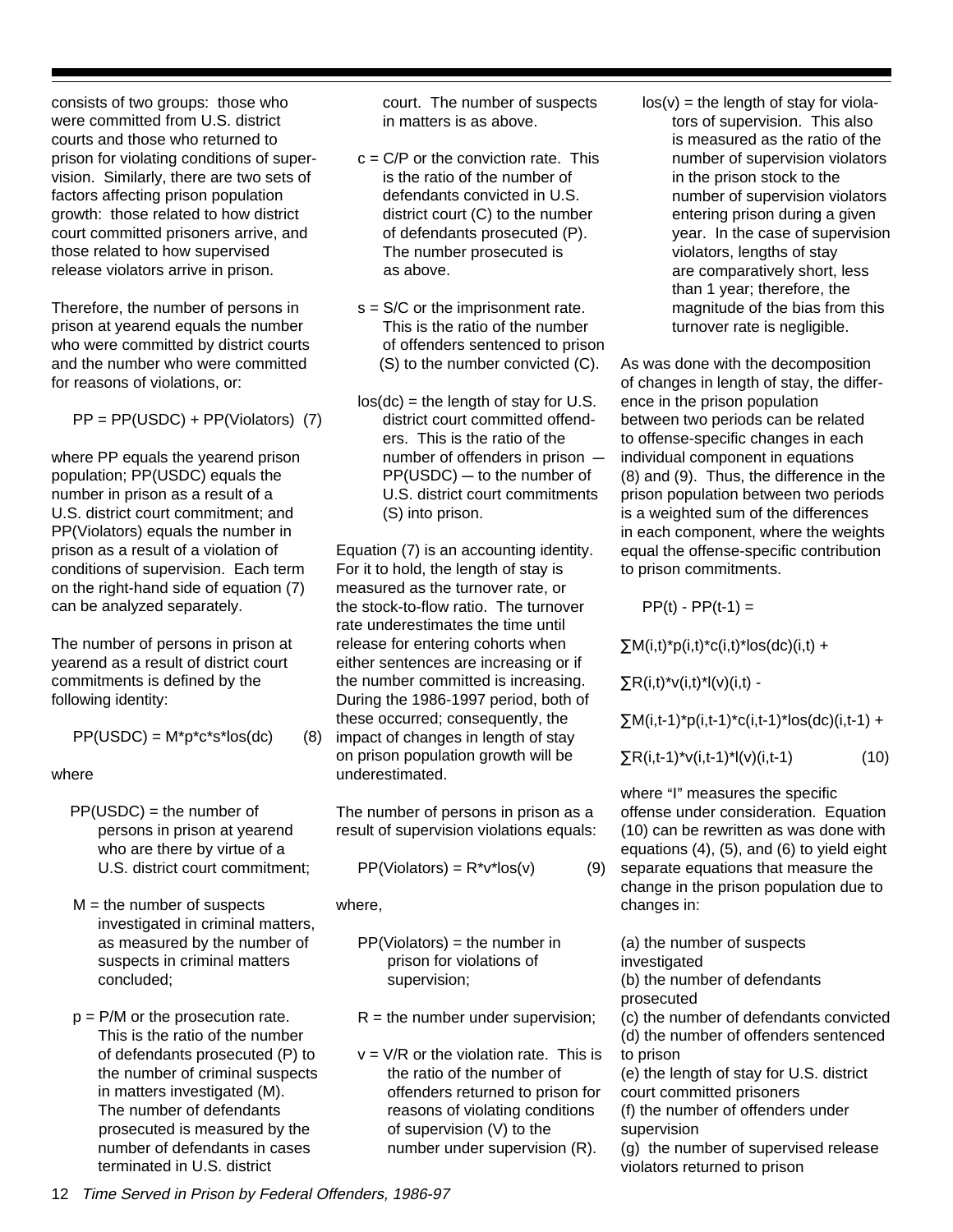consists of two groups: those who were committed from U.S. district courts and those who returned to prison for violating conditions of supervision. Similarly, there are two sets of factors affecting prison population growth: those related to how district court committed prisoners arrive, and those related to how supervised release violators arrive in prison.

Therefore, the number of persons in prison at yearend equals the number who were committed by district courts and the number who were committed for reasons of violations, or:

$$PP = PP(USDC) + PP(Violators) \quad (7)$$

where PP equals the yearend prison population; PP(USDC) equals the number in prison as a result of a U.S. district court commitment; and PP(Violators) equals the number in prison as a result of a violation of conditions of supervision. Each term on the right-hand side of equation (7) can be analyzed separately.

The number of persons in prison at yearend as a result of district court commitments is defined by the following identity:

$$PP(USDC) = M*p*c*s*los(dc) \quad (8)$$

where

- PP(USDC) = the number of persons in prison at yearend who are there by virtue of a U.S. district court commitment;
- M = the number of suspects investigated in criminal matters, as measured by the number of suspects in criminal matters concluded;
- p = P/M or the prosecution rate. This is the ratio of the number of defendants prosecuted (P) to the number of criminal suspects in matters investigated (M). The number of defendants prosecuted is measured by the number of defendants in cases terminated in U.S. district court. The number of suspects in matters is as above.
- c = C/P or the conviction rate. This is the ratio of the number of defendants convicted in U.S. district court (C) to the number of defendants prosecuted (P). The number prosecuted is as above.
- s = S/C or the imprisonment rate. This is the ratio of the number of offenders sentenced to prison (S) to the number convicted (C).
- los(dc) = the length of stay for U.S. district court committed offenders. This is the ratio of the number of offenders in prison — PP(USDC) — to the number of U.S. district court commitments (S) into prison.

Equation (7) is an accounting identity. For it to hold, the length of stay is measured as the turnover rate, or the stock-to-flow ratio. The turnover rate underestimates the time until release for entering cohorts when either sentences are increasing or if the number committed is increasing. During the 1986-1997 period, both of these occurred; consequently, the impact of changes in length of stay on prison population growth will be underestimated.

The number of persons in prison as a result of supervision violations equals:

$$PP(Violators) = R*v*los(v) \quad (9)$$

where,

- PP(Violators) = the number in prison for violations of supervision;
- R = the number under supervision;
- v = V/R or the violation rate. This is the ratio of the number of offenders returned to prison for reasons of violating conditions of supervision (V) to the number under supervision (R).
- los(v) = the length of stay for violators of supervision. This also is measured as the ratio of the number of supervision violators in the prison stock to the number of supervision violators entering prison during a given year. In the case of supervision violators, lengths of stay are comparatively short, less than 1 year; therefore, the magnitude of the bias from this turnover rate is negligible.

As was done with the decomposition of changes in length of stay, the difference in the prison population between two periods can be related to offense-specific changes in each individual component in equations (8) and (9). Thus, the difference in the prison population between two periods is a weighted sum of the differences in each component, where the weights equal the offense-specific contribution to prison commitments.

$$\begin{aligned} PP(t) - PP(t-1) = \\ &\sum M(i,t)*p(i,t)*c(i,t)*los(dc)(i,t) + \\ &\sum R(i,t)*v(i,t)*l(v)(i,t) - \\ &\sum M(i,t-1)*p(i,t-1)*c(i,t-1)*los(dc)(i,t-1) + \\ &\sum R(i,t-1)*v(i,t-1)*l(v)(i,t-1) \quad (10) \end{aligned}$$

where "I" measures the specific offense under consideration. Equation (10) can be rewritten as was done with equations (4), (5), and (6) to yield eight separate equations that measure the change in the prison population due to changes in:

(a) the number of suspects investigated
(b) the number of defendants prosecuted
(c) the number of defendants convicted
(d) the number of offenders sentenced to prison
(e) the length of stay for U.S. district court committed prisoners
(f) the number of offenders under supervision
(g) the number of supervised release violators returned to prison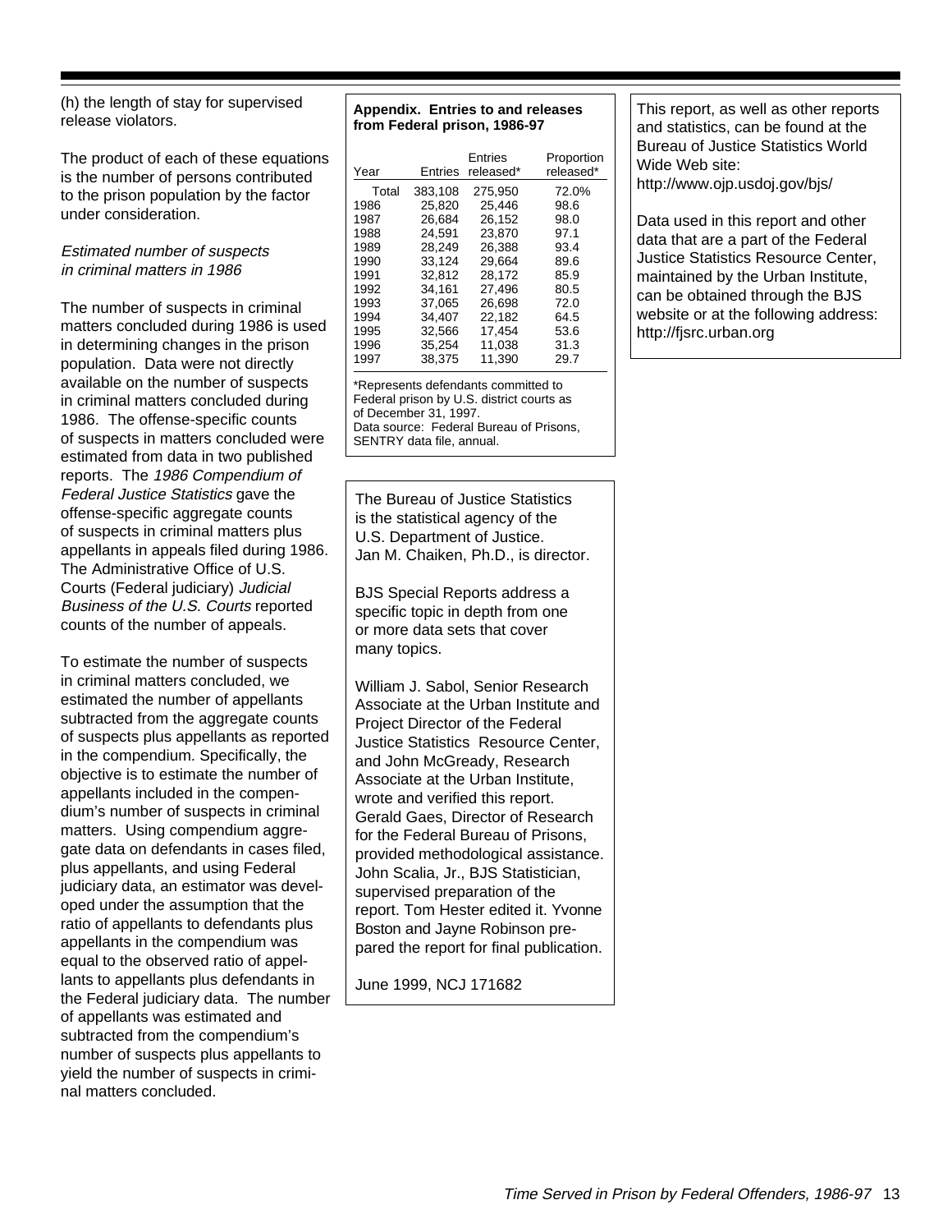(h) the length of stay for supervised release violators.

The product of each of these equations is the number of persons contributed to the prison population by the factor under consideration.

*Estimated number of suspects in criminal matters in 1986*

The number of suspects in criminal matters concluded during 1986 is used in determining changes in the prison population. Data were not directly available on the number of suspects in criminal matters concluded during 1986. The offense-specific counts of suspects in matters concluded were estimated from data in two published reports. The *1986 Compendium of Federal Justice Statistics* gave the offense-specific aggregate counts of suspects in criminal matters plus appellants in appeals filed during 1986. The Administrative Office of U.S. Courts (Federal judiciary) *Judicial Business of the U.S. Courts* reported counts of the number of appeals.

To estimate the number of suspects in criminal matters concluded, we estimated the number of appellants subtracted from the aggregate counts of suspects plus appellants as reported in the compendium. Specifically, the objective is to estimate the number of appellants included in the compendium's number of suspects in criminal matters. Using compendium aggregate data on defendants in cases filed, plus appellants, and using Federal judiciary data, an estimator was developed under the assumption that the ratio of appellants to defendants plus appellants in the compendium was equal to the observed ratio of appellants to appellants plus defendants in the Federal judiciary data. The number of appellants was estimated and subtracted from the compendium's number of suspects plus appellants to yield the number of suspects in criminal matters concluded.

**Appendix. Entries to and releases from Federal prison, 1986-97**

| Year | Entries | Entries released* | Proportion released* |
|---|---|---|---|
| Total | 383,108 | 275,950 | 72.0% |
| 1986 | 25,820 | 25,446 | 98.6 |
| 1987 | 26,684 | 26,152 | 98.0 |
| 1988 | 24,591 | 23,870 | 97.1 |
| 1989 | 28,249 | 26,388 | 93.4 |
| 1990 | 33,124 | 29,664 | 89.6 |
| 1991 | 32,812 | 28,172 | 85.9 |
| 1992 | 34,161 | 27,496 | 80.5 |
| 1993 | 37,065 | 26,698 | 72.0 |
| 1994 | 34,407 | 22,182 | 64.5 |
| 1995 | 32,566 | 17,454 | 53.6 |
| 1996 | 35,254 | 11,038 | 31.3 |
| 1997 | 38,375 | 11,390 | 29.7 |

*Represents defendants committed to Federal prison by U.S. district courts as of December 31, 1997.
Data source: Federal Bureau of Prisons, SENTRY data file, annual.

The Bureau of Justice Statistics is the statistical agency of the U.S. Department of Justice. Jan M. Chaiken, Ph.D., is director.

BJS Special Reports address a specific topic in depth from one or more data sets that cover many topics.

William J. Sabol, Senior Research Associate at the Urban Institute and Project Director of the Federal Justice Statistics Resource Center, and John McGready, Research Associate at the Urban Institute, wrote and verified this report. Gerald Gaes, Director of Research for the Federal Bureau of Prisons, provided methodological assistance. John Scalia, Jr., BJS Statistician, supervised preparation of the report. Tom Hester edited it. Yvonne Boston and Jayne Robinson prepared the report for final publication.

June 1999, NCJ 171682

This report, as well as other reports and statistics, can be found at the Bureau of Justice Statistics World Wide Web site:
http://www.ojp.usdoj.gov/bjs/

Data used in this report and other data that are a part of the Federal Justice Statistics Resource Center, maintained by the Urban Institute, can be obtained through the BJS website or at the following address:
http://fjsrc.urban.org